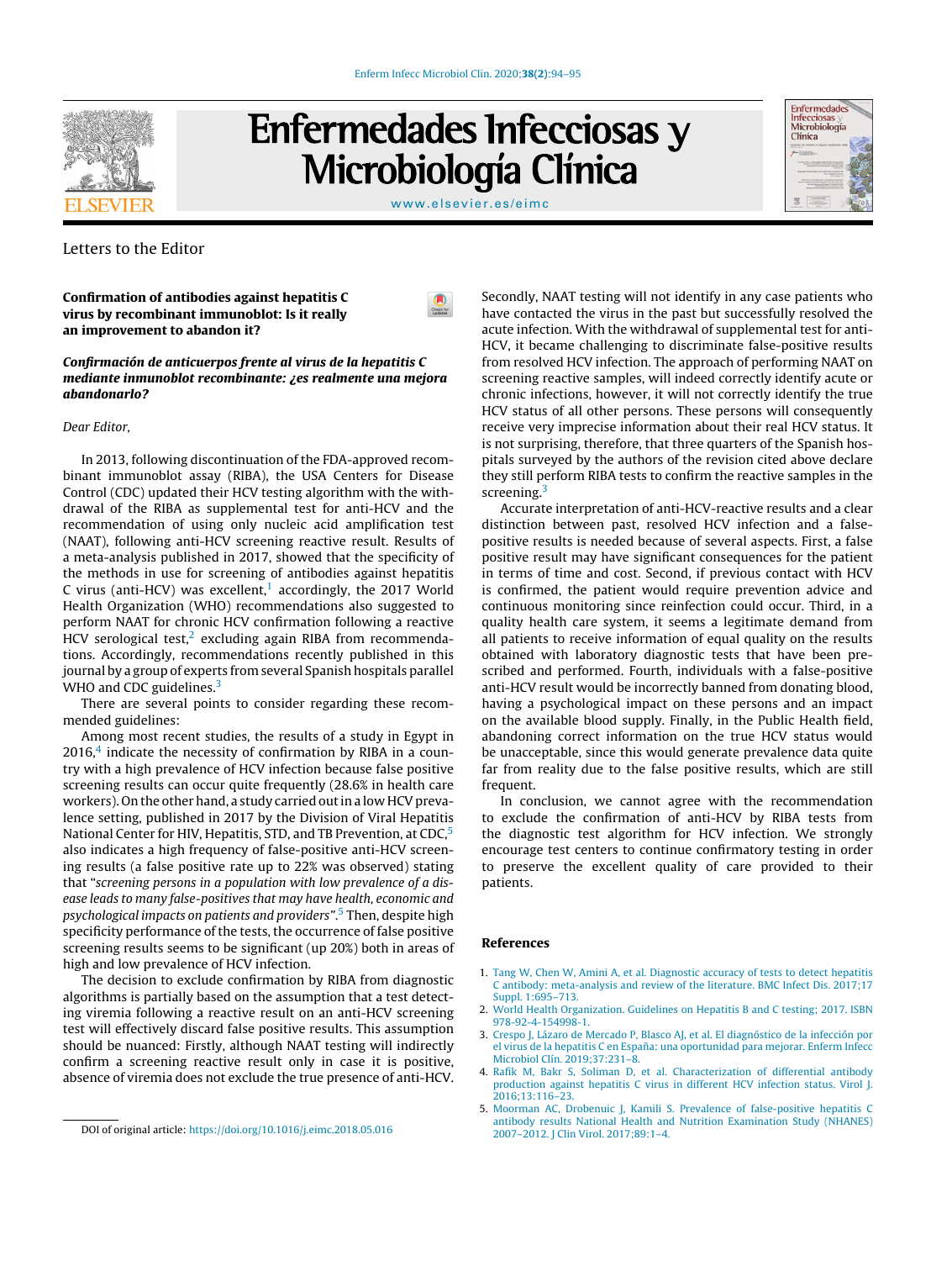Letters to the Editor

# Confirmation of antibodies against hepatitis C virus by recombinant immunoblot: Is it really an improvement to abandon it?

***Confirmación de anticuerpos frente al virus de la hepatitis C mediante inmunoblot recombinante: ¿es realmente una mejora abandonarlo?***

*Dear Editor,*

In 2013, following discontinuation of the FDA-approved recombinant immunoblot assay (RIBA), the USA Centers for Disease Control (CDC) updated their HCV testing algorithm with the withdrawal of the RIBA as supplemental test for anti-HCV and the recommendation of using only nucleic acid amplification test (NAAT), following anti-HCV screening reactive result. Results of a meta-analysis published in 2017, showed that the specificity of the methods in use for screening of antibodies against hepatitis C virus (anti-HCV) was excellent,[1] accordingly, the 2017 World Health Organization (WHO) recommendations also suggested to perform NAAT for chronic HCV confirmation following a reactive HCV serological test,[2] excluding again RIBA from recommendations. Accordingly, recommendations recently published in this journal by a group of experts from several Spanish hospitals parallel WHO and CDC guidelines.[3]

There are several points to consider regarding these recommended guidelines:

Among most recent studies, the results of a study in Egypt in 2016,[4] indicate the necessity of confirmation by RIBA in a country with a high prevalence of HCV infection because false positive screening results can occur quite frequently (28.6% in health care workers). On the other hand, a study carried out in a low HCV prevalence setting, published in 2017 by the Division of Viral Hepatitis National Center for HIV, Hepatitis, STD, and TB Prevention, at CDC,[5] also indicates a high frequency of false-positive anti-HCV screening results (a false positive rate up to 22% was observed) stating that "*screening persons in a population with low prevalence of a disease leads to many false-positives that may have health, economic and psychological impacts on patients and providers*".[5] Then, despite high specificity performance of the tests, the occurrence of false positive screening results seems to be significant (up 20%) both in areas of high and low prevalence of HCV infection.

The decision to exclude confirmation by RIBA from diagnostic algorithms is partially based on the assumption that a test detecting viremia following a reactive result on an anti-HCV screening test will effectively discard false positive results. This assumption should be nuanced: Firstly, although NAAT testing will indirectly confirm a screening reactive result only in case it is positive, absence of viremia does not exclude the true presence of anti-HCV. Secondly, NAAT testing will not identify in any case patients who have contacted the virus in the past but successfully resolved the acute infection. With the withdrawal of supplemental test for anti-HCV, it became challenging to discriminate false-positive results from resolved HCV infection. The approach of performing NAAT on screening reactive samples, will indeed correctly identify acute or chronic infections, however, it will not correctly identify the true HCV status of all other persons. These persons will consequently receive very imprecise information about their real HCV status. It is not surprising, therefore, that three quarters of the Spanish hospitals surveyed by the authors of the revision cited above declare they still perform RIBA tests to confirm the reactive samples in the screening.[3]

Accurate interpretation of anti-HCV-reactive results and a clear distinction between past, resolved HCV infection and a false-positive results is needed because of several aspects. First, a false positive result may have significant consequences for the patient in terms of time and cost. Second, if previous contact with HCV is confirmed, the patient would require prevention advice and continuous monitoring since reinfection could occur. Third, in a quality health care system, it seems a legitimate demand from all patients to receive information of equal quality on the results obtained with laboratory diagnostic tests that have been prescribed and performed. Fourth, individuals with a false-positive anti-HCV result would be incorrectly banned from donating blood, having a psychological impact on these persons and an impact on the available blood supply. Finally, in the Public Health field, abandoning correct information on the true HCV status would be unacceptable, since this would generate prevalence data quite far from reality due to the false positive results, which are still frequent.

In conclusion, we cannot agree with the recommendation to exclude the confirmation of anti-HCV by RIBA tests from the diagnostic test algorithm for HCV infection. We strongly encourage test centers to continue confirmatory testing in order to preserve the excellent quality of care provided to their patients.

## References

1. Tang W, Chen W, Amini A, et al. Diagnostic accuracy of tests to detect hepatitis C antibody: meta-analysis and review of the literature. BMC Infect Dis. 2017;17 Suppl. 1:695–713.
2. World Health Organization. Guidelines on Hepatitis B and C testing; 2017. ISBN 978-92-4-154998-1.
3. Crespo J, Lázaro de Mercado P, Blasco AJ, et al. El diagnóstico de la infección por el virus de la hepatitis C en España: una oportunidad para mejorar. Enferm Infecc Microbiol Clín. 2019;37:231–8.
4. Rafik M, Bakr S, Soliman D, et al. Characterization of differential antibody production against hepatitis C virus in different HCV infection status. Virol J. 2016;13:116–23.
5. Moorman AC, Drobenuic J, Kamili S. Prevalence of false-positive hepatitis C antibody results National Health and Nutrition Examination Study (NHANES) 2007–2012. J Clin Virol. 2017;89:1–4.

DOI of original article: https://doi.org/10.1016/j.eimc.2018.05.016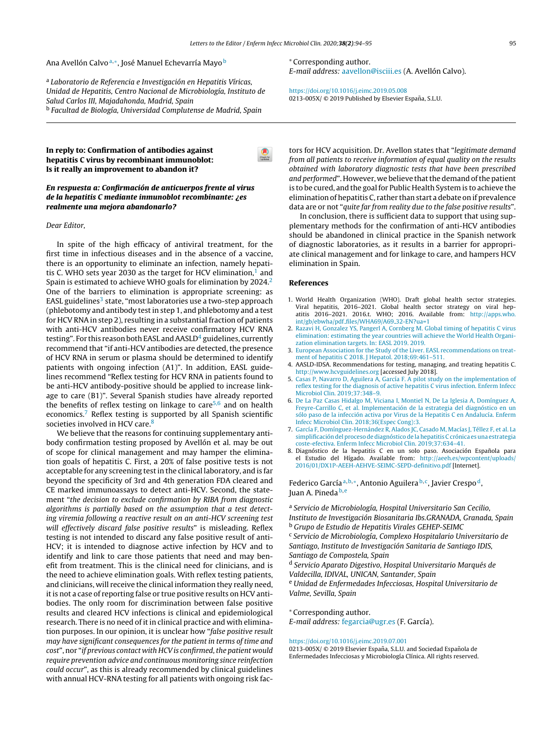Ana Avellón Calvo[a,*], José Manuel Echevarría Mayo[b]

[a] *Laboratorio de Referencia e Investigación en Hepatitis Víricas, Unidad de Hepatitis, Centro Nacional de Microbiología, Instituto de Salud Carlos III, Majadahonda, Madrid, Spain*
[b] *Facultad de Biología, Universidad Complutense de Madrid, Spain*

* Corresponding author.
*E-mail address:* aavellon@isciii.es (A. Avellón Calvo).

https://doi.org/10.1016/j.eimc.2019.05.008
0213-005X/ © 2019 Published by Elsevier España, S.L.U.

---

**In reply to: Confirmation of antibodies against hepatitis C virus by recombinant immunoblot: Is it really an improvement to abandon it?**

***En respuesta a: Confirmación de anticuerpos frente al virus de la hepatitis C mediante inmunoblot recombinante: ¿es realmente una mejora abandonarlo?***

*Dear Editor,*

In spite of the high efficacy of antiviral treatment, for the first time in infectious diseases and in the absence of a vaccine, there is an opportunity to eliminate an infection, namely hepatitis C. WHO sets year 2030 as the target for HCV elimination,[1] and Spain is estimated to achieve WHO goals for elimination by 2024.[2] One of the barriers to elimination is appropriate screening: as EASL guidelines[3] state, "most laboratories use a two-step approach (phlebotomy and antibody test in step 1, and phlebotomy and a test for HCV RNA in step 2), resulting in a substantial fraction of patients with anti-HCV antibodies never receive confirmatory HCV RNA testing". For this reason both EASL and AASLD[4] guidelines, currently recommend that "if anti-HCV antibodies are detected, the presence of HCV RNA in serum or plasma should be determined to identify patients with ongoing infection (A1)". In addition, EASL guidelines recommend "Reflex testing for HCV RNA in patients found to be anti-HCV antibody-positive should be applied to increase linkage to care (B1)". Several Spanish studies have already reported the benefits of reflex testing on linkage to care[5,6] and on health economics.[7] Reflex testing is supported by all Spanish scientific societies involved in HCV care.[8]

We believe that the reasons for continuing supplementary antibody confirmation testing proposed by Avellón et al. may be out of scope for clinical management and may hamper the elimination goals of hepatitis C. First, a 20% of false positive tests is not acceptable for any screening test in the clinical laboratory, and is far beyond the specificity of 3rd and 4th generation FDA cleared and CE marked immunoassays to detect anti-HCV. Second, the statement "*the decision to exclude confirmation by RIBA from diagnostic algorithms is partially based on the assumption that a test detecting viremia following a reactive result on an anti-HCV screening test will effectively discard false positive results*" is misleading. Reflex testing is not intended to discard any false positive result of anti-HCV; it is intended to diagnose active infection by HCV and to identify and link to care those patients that need and may benefit from treatment. This is the clinical need for clinicians, and is the need to achieve elimination goals. With reflex testing patients, and clinicians, will receive the clinical information they really need, it is not a case of reporting false or true positive results on HCV antibodies. The only room for discrimination between false positive results and cleared HCV infections is clinical and epidemiological research. There is no need of it in clinical practice and with elimination purposes. In our opinion, it is unclear how "*false positive result may have significant consequences for the patient in terms of time and cost*", nor "*if previous contact with HCV is confirmed, the patient would require prevention advice and continuous monitoring since reinfection could occur*", as this is already recommended by clinical guidelines with annual HCV-RNA testing for all patients with ongoing risk factors for HCV acquisition. Dr. Avellon states that "*legitimate demand from all patients to receive information of equal quality on the results obtained with laboratory diagnostic tests that have been prescribed and performed*". However, we believe that the demand of the patient is to be cured, and the goal for Public Health System is to achieve the elimination of hepatitis C, rather than start a debate on if prevalence data are or not "*quite far from reality due to the false positive results*".

In conclusion, there is sufficient data to support that using supplementary methods for the confirmation of anti-HCV antibodies should be abandoned in clinical practice in the Spanish network of diagnostic laboratories, as it results in a barrier for appropriate clinical management and for linkage to care, and hampers HCV elimination in Spain.

## References

1. World Health Organization (WHO). Draft global health sector strategies. Viral hepatitis, 2016–2021. Global health sector strategy on viral hepatitis 2016–2021. 2016.t. WHO; 2016. Available from: http://apps.who.int/gb/ebwha/pdf_files/WHA69/A69_32-EN?ua=1
2. Razavi H, Gonzalez YS, Pangerl A, Cornberg M. Global timing of hepatitis C virus elimination: estimating the year countries will achieve the World Health Organization elimination targets. In: EASL 2019. 2019.
3. European Association for the Study of the Liver. EASL recommendations on treatment of hepatitis C 2018. J Hepatol. 2018;69:461–511.
4. AASLD-IDSA. Recommendations for testing, managing, and treating hepatitis C. http://www.hcvguidelines.org [accessed July 2018].
5. Casas P, Navarro D, Aguilera A, García F. A pilot study on the implementation of reflex testing for the diagnosis of active hepatitis C virus infection. Enferm Infecc Microbiol Clin. 2019;37:348–9.
6. De La Paz Casas Hidalgo M, Viciana I, Montiel N, De La Iglesia A, Domínguez A, Freyre-Carrillo C, et al. Implementación de la estrategia del diagnóstico en un sólo paso de la infección activa por Virus de la Hepatitis C en Andalucía. Enferm Infecc Microbiol Clin. 2018;36(Espec Cong):3.
7. García F, Domínguez-Hernández R, Alados JC, Casado M, Macías J, Téllez F, et al. La simplificación del proceso de diagnóstico de la hepatitis C crónica es una estrategia coste-efectiva. Enferm Infecc Microbiol Clin. 2019;37:634–41.
8. Diagnóstico de la hepatitis C en un solo paso. Asociación Española para el Estudio del Hígado. Available from: http://aeeh.es/wpcontent/uploads/2016/01/DX1P-AEEH-AEHVE-SEIMC-SEPD-definitivo.pdf [Internet].

Federico García[a,b,*], Antonio Aguilera[b,c], Javier Crespo[d], Juan A. Pineda[b,e]

[a] *Servicio de Microbiología, Hospital Universitario San Cecilio, Instituto de Investigación Biosanitaria Ibs.GRANADA, Granada, Spain*
[b] *Grupo de Estudio de Hepatitis Virales GEHEP-SEIMC*
[c] *Servicio de Microbiología, Complexo Hospitalario Universitario de Santiago, Instituto de Investigación Sanitaria de Santiago IDIS, Santiago de Compostela, Spain*
[d] *Servicio Aparato Digestivo, Hospital Universitario Marqués de Valdecilla, IDIVAL, UNICAN, Santander, Spain*
[e] *Unidad de Enfermedades Infecciosas, Hospital Universitario de Valme, Sevilla, Spain*

* Corresponding author.
*E-mail address:* fegarcia@ugr.es (F. García).

https://doi.org/10.1016/j.eimc.2019.07.001
0213-005X/ © 2019 Elsevier España, S.L.U. and Sociedad Española de Enfermedades Infecciosas y Microbiología Clínica. All rights reserved.